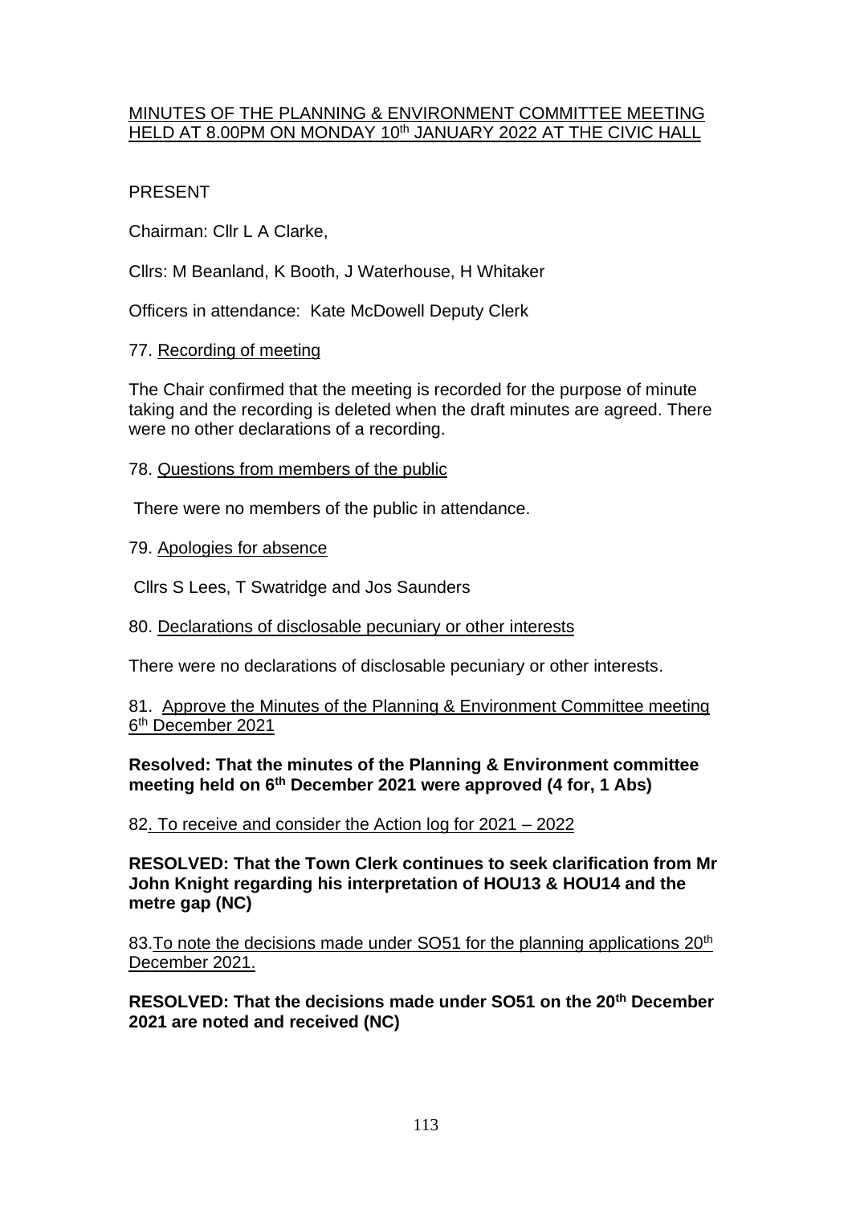# MINUTES OF THE PLANNING & ENVIRONMENT COMMITTEE MEETING HELD AT 8.00PM ON MONDAY 10th JANUARY 2022 AT THE CIVIC HALL

PRESENT

Chairman: Cllr L A Clarke,

Cllrs: M Beanland, K Booth, J Waterhouse, H Whitaker

Officers in attendance: Kate McDowell Deputy Clerk

77. Recording of meeting

The Chair confirmed that the meeting is recorded for the purpose of minute taking and the recording is deleted when the draft minutes are agreed. There were no other declarations of a recording.

78. Questions from members of the public

There were no members of the public in attendance.

79. Apologies for absence

Cllrs S Lees, T Swatridge and Jos Saunders

80. Declarations of disclosable pecuniary or other interests

There were no declarations of disclosable pecuniary or other interests.

81. Approve the Minutes of the Planning & Environment Committee meeting 6th December 2021

**Resolved: That the minutes of the Planning & Environment committee meeting held on 6th December 2021 were approved (4 for, 1 Abs)**

82. To receive and consider the Action log for 2021 – 2022

**RESOLVED: That the Town Clerk continues to seek clarification from Mr John Knight regarding his interpretation of HOU13 & HOU14 and the metre gap (NC)**

83. To note the decisions made under SO51 for the planning applications 20th December 2021.

**RESOLVED: That the decisions made under SO51 on the 20th December 2021 are noted and received (NC)**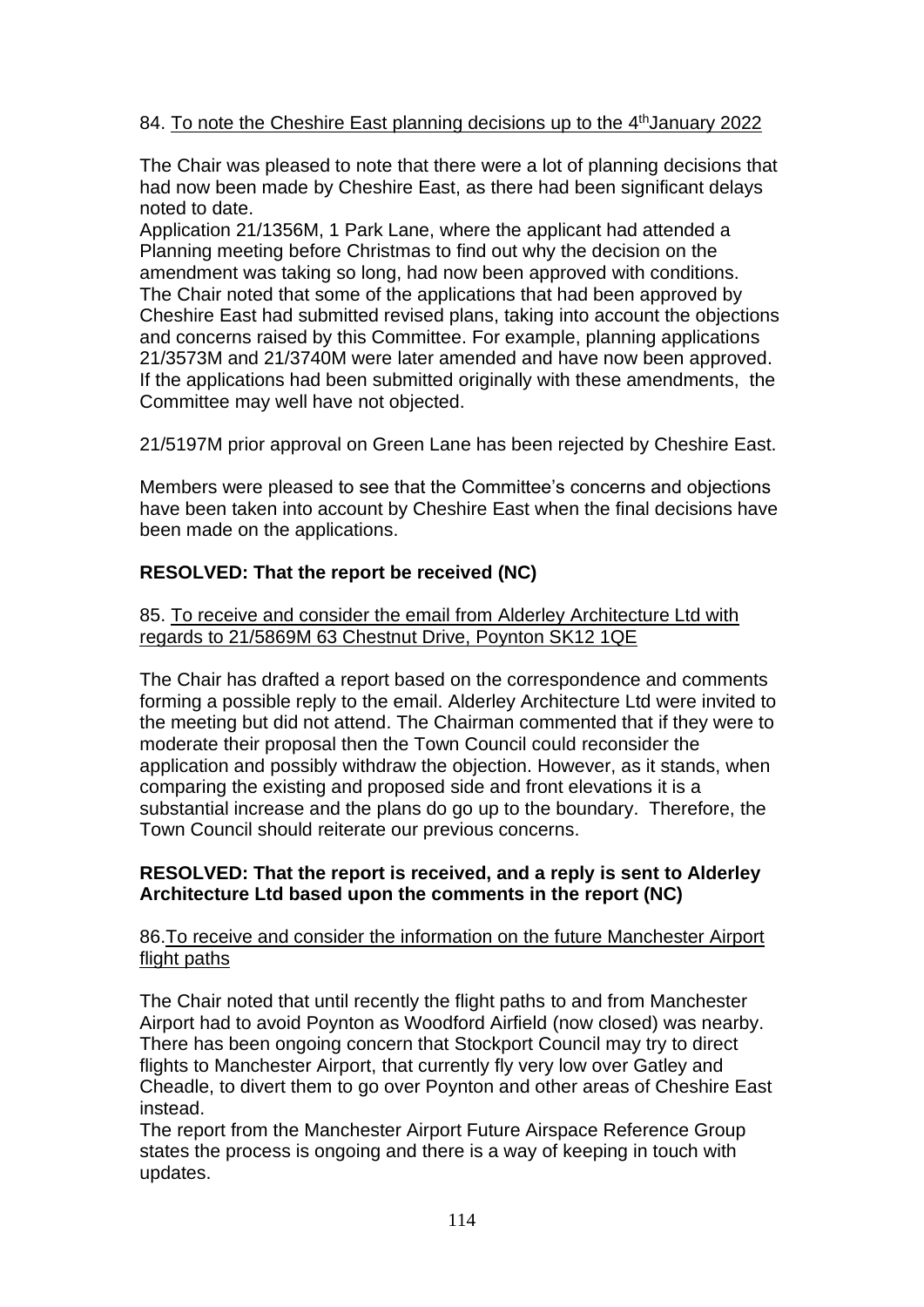84. To note the Cheshire East planning decisions up to the 4th January 2022

The Chair was pleased to note that there were a lot of planning decisions that had now been made by Cheshire East, as there had been significant delays noted to date.
Application 21/1356M, 1 Park Lane, where the applicant had attended a Planning meeting before Christmas to find out why the decision on the amendment was taking so long, had now been approved with conditions.
The Chair noted that some of the applications that had been approved by Cheshire East had submitted revised plans, taking into account the objections and concerns raised by this Committee. For example, planning applications 21/3573M and 21/3740M were later amended and have now been approved. If the applications had been submitted originally with these amendments, the Committee may well have not objected.

21/5197M prior approval on Green Lane has been rejected by Cheshire East.

Members were pleased to see that the Committee's concerns and objections have been taken into account by Cheshire East when the final decisions have been made on the applications.

**RESOLVED: That the report be received (NC)**

85. To receive and consider the email from Alderley Architecture Ltd with regards to 21/5869M 63 Chestnut Drive, Poynton SK12 1QE

The Chair has drafted a report based on the correspondence and comments forming a possible reply to the email. Alderley Architecture Ltd were invited to the meeting but did not attend. The Chairman commented that if they were to moderate their proposal then the Town Council could reconsider the application and possibly withdraw the objection. However, as it stands, when comparing the existing and proposed side and front elevations it is a substantial increase and the plans do go up to the boundary. Therefore, the Town Council should reiterate our previous concerns.

**RESOLVED: That the report is received, and a reply is sent to Alderley Architecture Ltd based upon the comments in the report (NC)**

86. To receive and consider the information on the future Manchester Airport flight paths

The Chair noted that until recently the flight paths to and from Manchester Airport had to avoid Poynton as Woodford Airfield (now closed) was nearby. There has been ongoing concern that Stockport Council may try to direct flights to Manchester Airport, that currently fly very low over Gatley and Cheadle, to divert them to go over Poynton and other areas of Cheshire East instead.
The report from the Manchester Airport Future Airspace Reference Group states the process is ongoing and there is a way of keeping in touch with updates.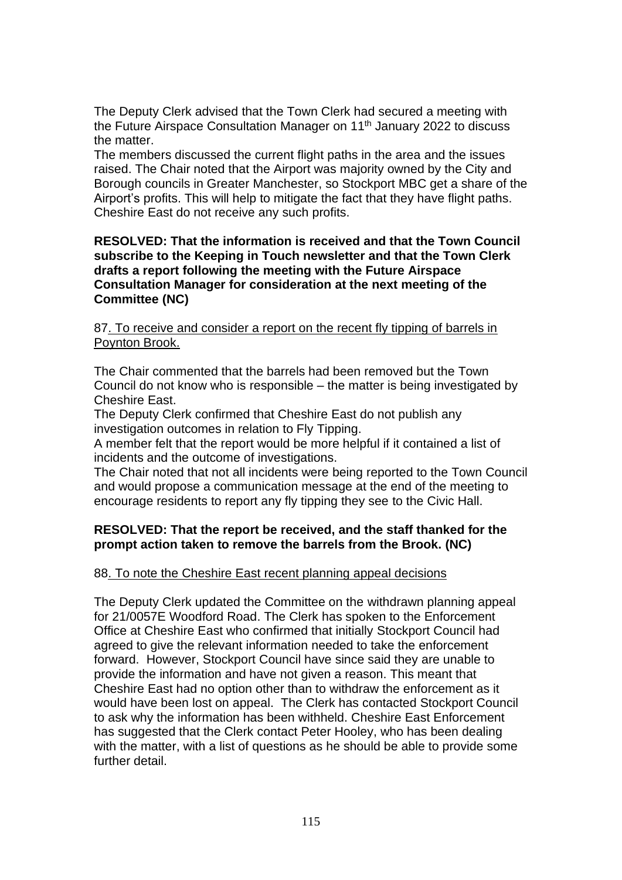The Deputy Clerk advised that the Town Clerk had secured a meeting with the Future Airspace Consultation Manager on 11th January 2022 to discuss the matter.

The members discussed the current flight paths in the area and the issues raised. The Chair noted that the Airport was majority owned by the City and Borough councils in Greater Manchester, so Stockport MBC get a share of the Airport's profits. This will help to mitigate the fact that they have flight paths. Cheshire East do not receive any such profits.

**RESOLVED: That the information is received and that the Town Council subscribe to the Keeping in Touch newsletter and that the Town Clerk drafts a report following the meeting with the Future Airspace Consultation Manager for consideration at the next meeting of the Committee (NC)**

87. To receive and consider a report on the recent fly tipping of barrels in Poynton Brook.

The Chair commented that the barrels had been removed but the Town Council do not know who is responsible – the matter is being investigated by Cheshire East.

The Deputy Clerk confirmed that Cheshire East do not publish any investigation outcomes in relation to Fly Tipping.

A member felt that the report would be more helpful if it contained a list of incidents and the outcome of investigations.

The Chair noted that not all incidents were being reported to the Town Council and would propose a communication message at the end of the meeting to encourage residents to report any fly tipping they see to the Civic Hall.

**RESOLVED: That the report be received, and the staff thanked for the prompt action taken to remove the barrels from the Brook. (NC)**

88. To note the Cheshire East recent planning appeal decisions

The Deputy Clerk updated the Committee on the withdrawn planning appeal for 21/0057E Woodford Road. The Clerk has spoken to the Enforcement Office at Cheshire East who confirmed that initially Stockport Council had agreed to give the relevant information needed to take the enforcement forward. However, Stockport Council have since said they are unable to provide the information and have not given a reason. This meant that Cheshire East had no option other than to withdraw the enforcement as it would have been lost on appeal. The Clerk has contacted Stockport Council to ask why the information has been withheld. Cheshire East Enforcement has suggested that the Clerk contact Peter Hooley, who has been dealing with the matter, with a list of questions as he should be able to provide some further detail.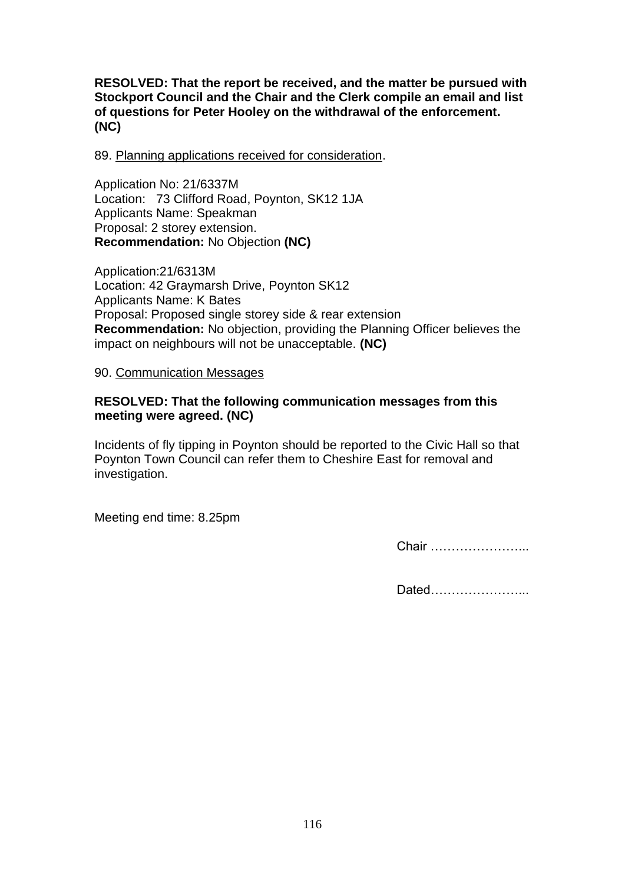**RESOLVED: That the report be received, and the matter be pursued with Stockport Council and the Chair and the Clerk compile an email and list of questions for Peter Hooley on the withdrawal of the enforcement. (NC)**

89. Planning applications received for consideration.

Application No: 21/6337M
Location: 73 Clifford Road, Poynton, SK12 1JA
Applicants Name: Speakman
Proposal: 2 storey extension.
**Recommendation:** No Objection **(NC)**

Application:21/6313M
Location: 42 Graymarsh Drive, Poynton SK12
Applicants Name: K Bates
Proposal: Proposed single storey side & rear extension
**Recommendation:** No objection, providing the Planning Officer believes the impact on neighbours will not be unacceptable. **(NC)**

90. Communication Messages

**RESOLVED: That the following communication messages from this meeting were agreed. (NC)**

Incidents of fly tipping in Poynton should be reported to the Civic Hall so that Poynton Town Council can refer them to Cheshire East for removal and investigation.

Meeting end time: 8.25pm

Chair …………………...

Dated…………………...